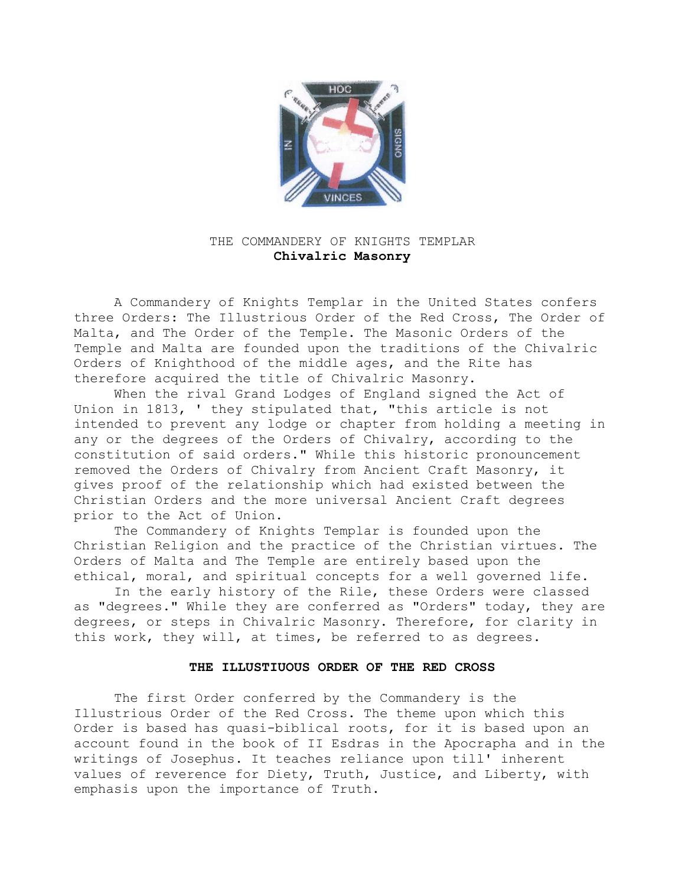# THE COMMANDERY OF KNIGHTS TEMPLAR

## **Chivalric Masonry**

A Commandery of Knights Templar in the United States confers three Orders: The Illustrious Order of the Red Cross, The Order of Malta, and The Order of the Temple. The Masonic Orders of the Temple and Malta are founded upon the traditions of the Chivalric Orders of Knighthood of the middle ages, and the Rite has therefore acquired the title of Chivalric Masonry.

When the rival Grand Lodges of England signed the Act of Union in 1813, ' they stipulated that, "this article is not intended to prevent any lodge or chapter from holding a meeting in any or the degrees of the Orders of Chivalry, according to the constitution of said orders." While this historic pronouncement removed the Orders of Chivalry from Ancient Craft Masonry, it gives proof of the relationship which had existed between the Christian Orders and the more universal Ancient Craft degrees prior to the Act of Union.

The Commandery of Knights Templar is founded upon the Christian Religion and the practice of the Christian virtues. The Orders of Malta and The Temple are entirely based upon the ethical, moral, and spiritual concepts for a well governed life.

In the early history of the Rile, these Orders were classed as "degrees." While they are conferred as "Orders" today, they are degrees, or steps in Chivalric Masonry. Therefore, for clarity in this work, they will, at times, be referred to as degrees.

### **THE ILLUSTIUOUS ORDER OF THE RED CROSS**

The first Order conferred by the Commandery is the Illustrious Order of the Red Cross. The theme upon which this Order is based has quasi-biblical roots, for it is based upon an account found in the book of II Esdras in the Apocrapha and in the writings of Josephus. It teaches reliance upon till' inherent values of reverence for Diety, Truth, Justice, and Liberty, with emphasis upon the importance of Truth.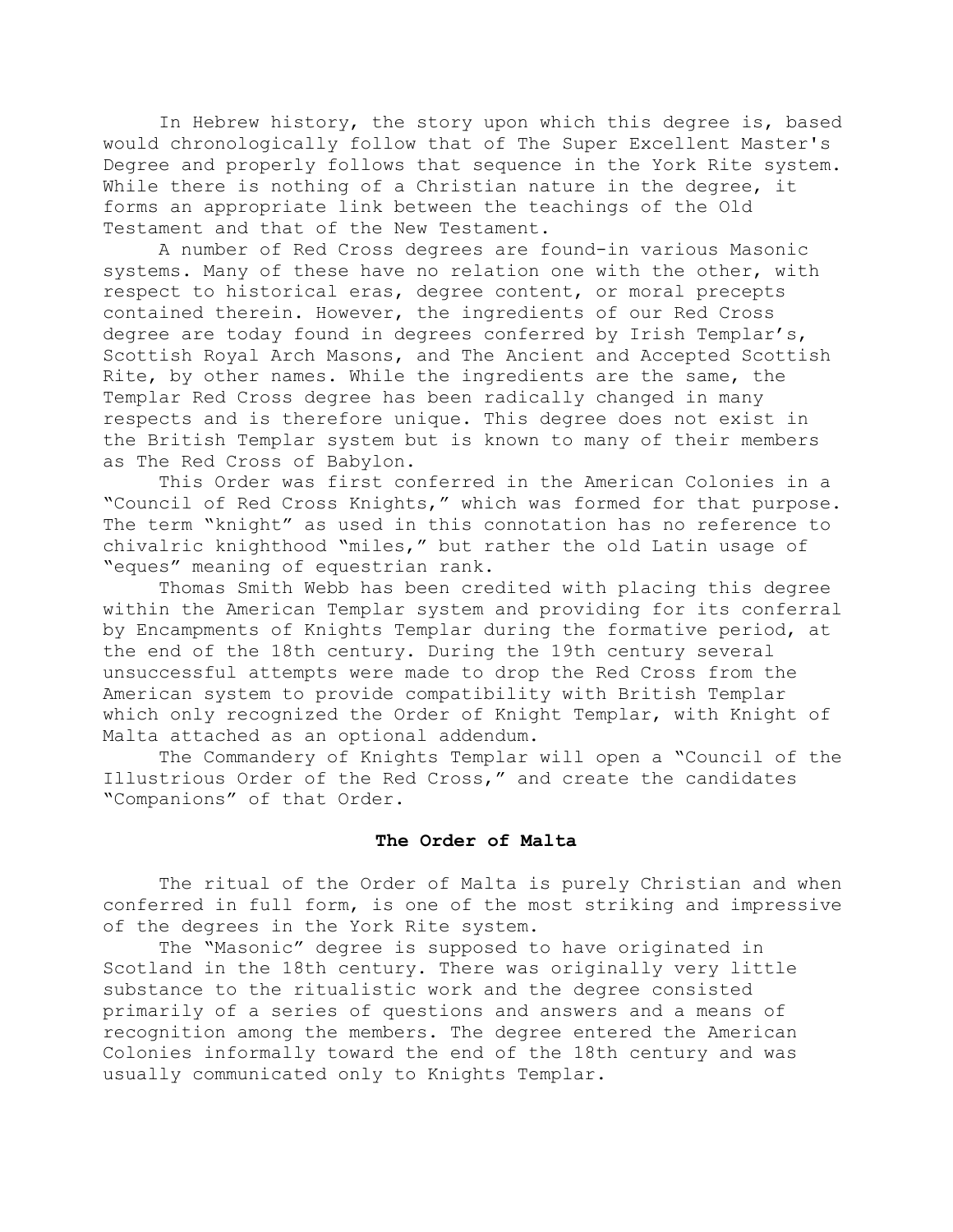In Hebrew history, the story upon which this degree is, based would chronologically follow that of The Super Excellent Master's Degree and properly follows that sequence in the York Rite system. While there is nothing of a Christian nature in the degree, it forms an appropriate link between the teachings of the Old Testament and that of the New Testament.

A number of Red Cross degrees are found-in various Masonic systems. Many of these have no relation one with the other, with respect to historical eras, degree content, or moral precepts contained therein. However, the ingredients of our Red Cross degree are today found in degrees conferred by Irish Templar's, Scottish Royal Arch Masons, and The Ancient and Accepted Scottish Rite, by other names. While the ingredients are the same, the Templar Red Cross degree has been radically changed in many respects and is therefore unique. This degree does not exist in the British Templar system but is known to many of their members as The Red Cross of Babylon.

This Order was first conferred in the American Colonies in a "Council of Red Cross Knights," which was formed for that purpose. The term "knight" as used in this connotation has no reference to chivalric knighthood "miles," but rather the old Latin usage of "eques" meaning of equestrian rank.

Thomas Smith Webb has been credited with placing this degree within the American Templar system and providing for its conferral by Encampments of Knights Templar during the formative period, at the end of the 18th century. During the 19th century several unsuccessful attempts were made to drop the Red Cross from the American system to provide compatibility with British Templar which only recognized the Order of Knight Templar, with Knight of Malta attached as an optional addendum.

The Commandery of Knights Templar will open a "Council of the Illustrious Order of the Red Cross," and create the candidates "Companions" of that Order.

## The Order of Malta

The ritual of the Order of Malta is purely Christian and when conferred in full form, is one of the most striking and impressive of the degrees in the York Rite system.

The "Masonic" degree is supposed to have originated in Scotland in the 18th century. There was originally very little substance to the ritualistic work and the degree consisted primarily of a series of questions and answers and a means of recognition among the members. The degree entered the American Colonies informally toward the end of the 18th century and was usually communicated only to Knights Templar.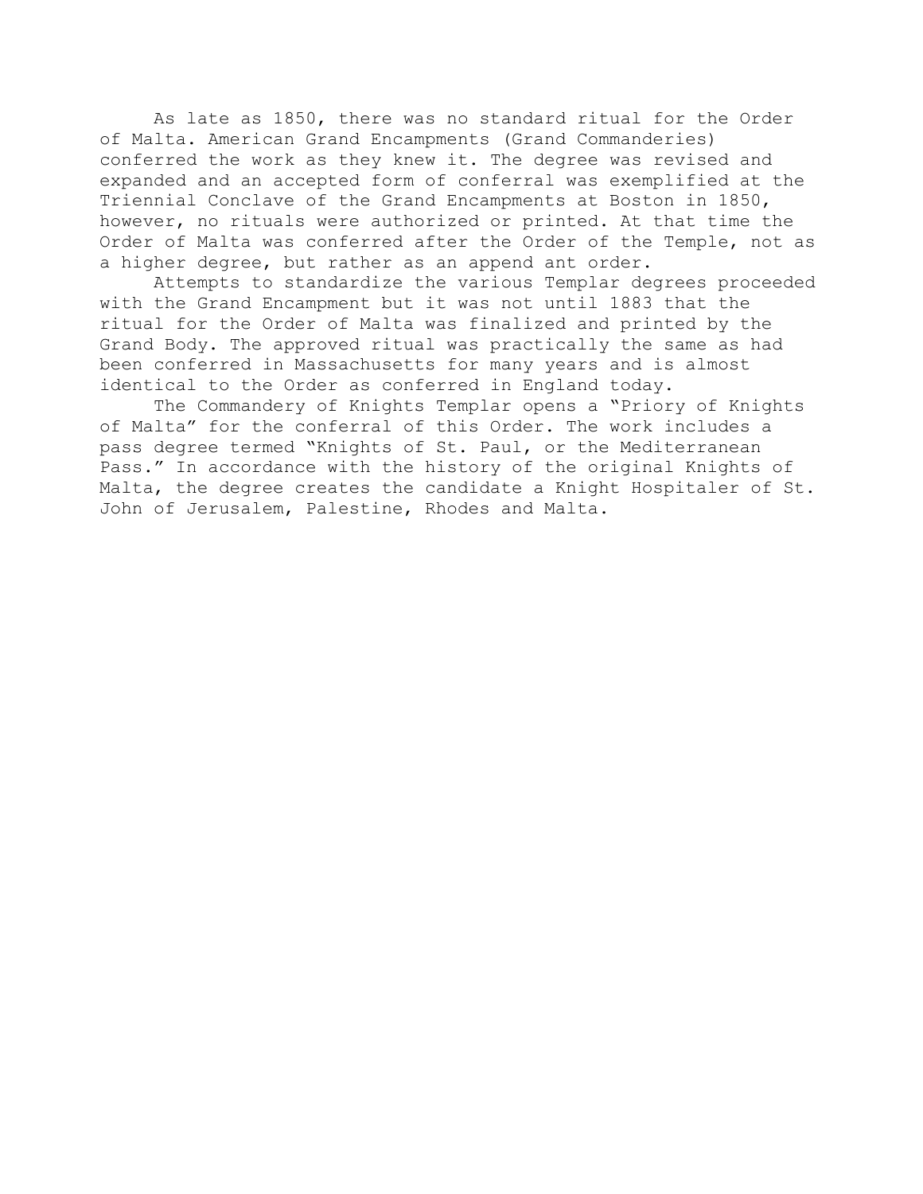As late as 1850, there was no standard ritual for the Order of Malta. American Grand Encampments (Grand Commanderies) conferred the work as they knew it. The degree was revised and expanded and an accepted form of conferral was exemplified at the Triennial Conclave of the Grand Encampments at Boston in 1850, however, no rituals were authorized or printed. At that time the Order of Malta was conferred after the Order of the Temple, not as a higher degree, but rather as an append ant order.

Attempts to standardize the various Templar degrees proceeded with the Grand Encampment but it was not until 1883 that the ritual for the Order of Malta was finalized and printed by the Grand Body. The approved ritual was practically the same as had been conferred in Massachusetts for many years and is almost identical to the Order as conferred in England today.

The Commandery of Knights Templar opens a "Priory of Knights of Malta" for the conferral of this Order. The work includes a pass degree termed "Knights of St. Paul, or the Mediterranean Pass." In accordance with the history of the original Knights of Malta, the degree creates the candidate a Knight Hospitaler of St. John of Jerusalem, Palestine, Rhodes and Malta.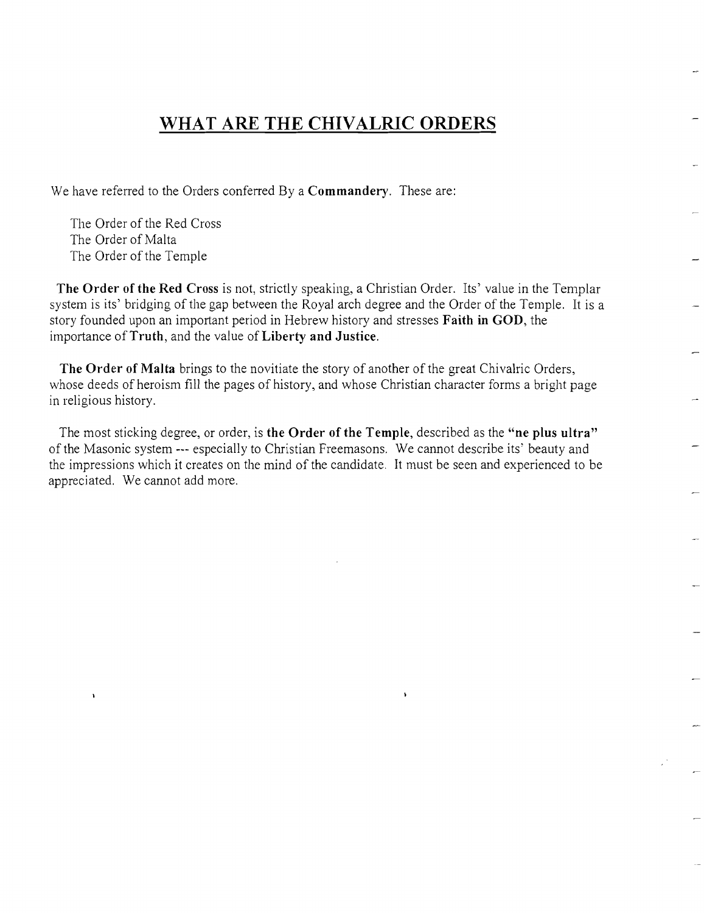# WHAT ARE THE CHIVALRIC ORDERS

We have referred to the Orders conferred By a **Commandery**. These are:

The Order of the Red Cross
The Order of Malta
The Order of the Temple

**The Order of the Red Cross** is not, strictly speaking, a Christian Order. Its' value in the Templar system is its' bridging of the gap between the Royal arch degree and the Order of the Temple. It is a story founded upon an important period in Hebrew history and stresses **Faith in GOD**, the importance of **Truth**, and the value of **Liberty and Justice**.

**The Order of Malta** brings to the novitiate the story of another of the great Chivalric Orders, whose deeds of heroism fill the pages of history, and whose Christian character forms a bright page in religious history.

The most sticking degree, or order, is **the Order of the Temple**, described as the **"ne plus ultra"** of the Masonic system --- especially to Christian Freemasons. We cannot describe its' beauty and the impressions which it creates on the mind of the candidate. It must be seen and experienced to be appreciated. We cannot add more.